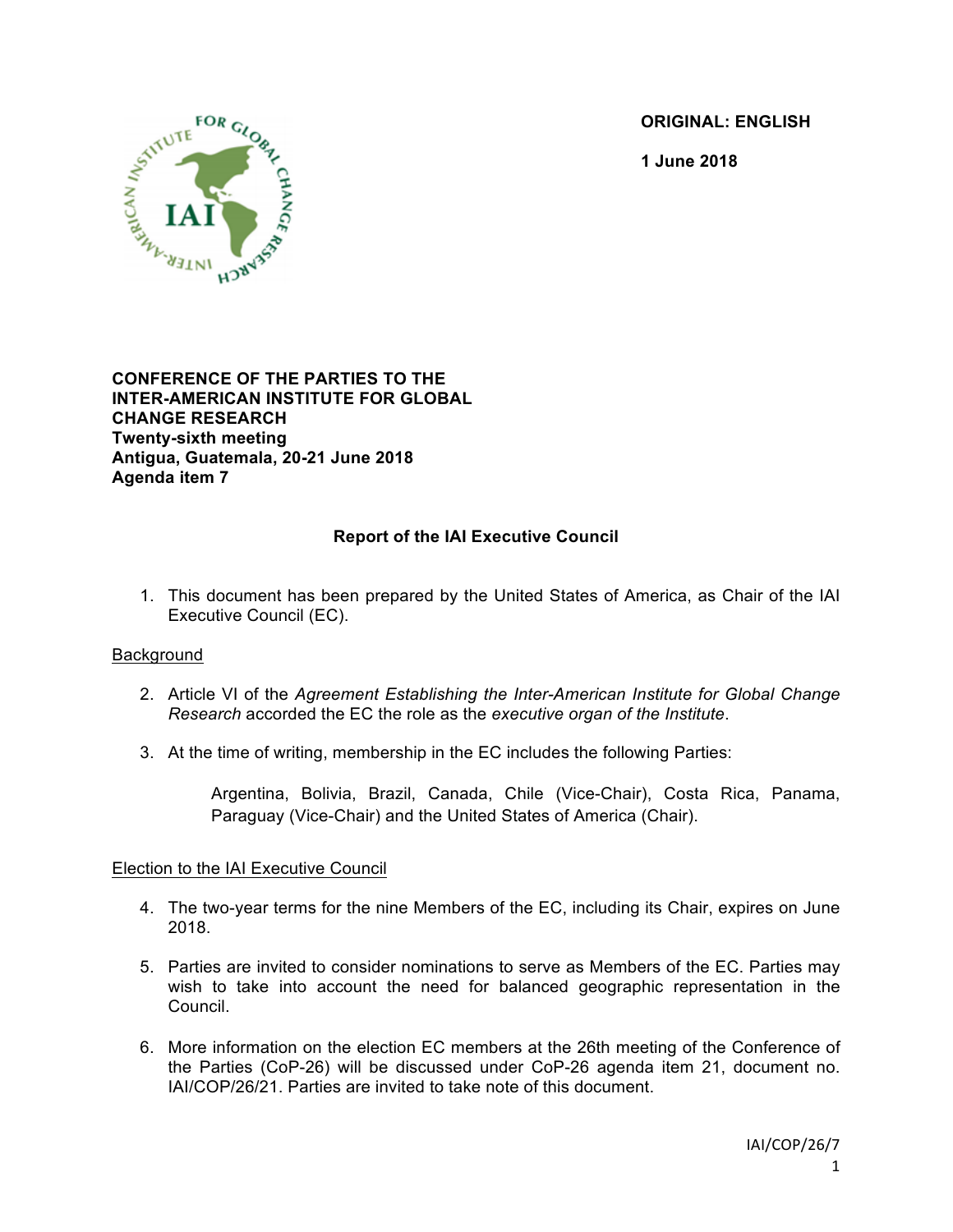**ORIGINAL: ENGLISH**

**1 June 2018**

**CONFERENCE OF THE PARTIES TO THE INTER-AMERICAN INSTITUTE FOR GLOBAL CHANGE RESEARCH**
**Twenty-sixth meeting**
**Antigua, Guatemala, 20-21 June 2018**
**Agenda item 7**

## Report of the IAI Executive Council

1. This document has been prepared by the United States of America, as Chair of the IAI Executive Council (EC).

### Background

2. Article VI of the *Agreement Establishing the Inter-American Institute for Global Change Research* accorded the EC the role as the *executive organ of the Institute*.

3. At the time of writing, membership in the EC includes the following Parties:

   Argentina, Bolivia, Brazil, Canada, Chile (Vice-Chair), Costa Rica, Panama, Paraguay (Vice-Chair) and the United States of America (Chair).

### Election to the IAI Executive Council

4. The two-year terms for the nine Members of the EC, including its Chair, expires on June 2018.

5. Parties are invited to consider nominations to serve as Members of the EC. Parties may wish to take into account the need for balanced geographic representation in the Council.

6. More information on the election EC members at the 26th meeting of the Conference of the Parties (CoP-26) will be discussed under CoP-26 agenda item 21, document no. IAI/COP/26/21. Parties are invited to take note of this document.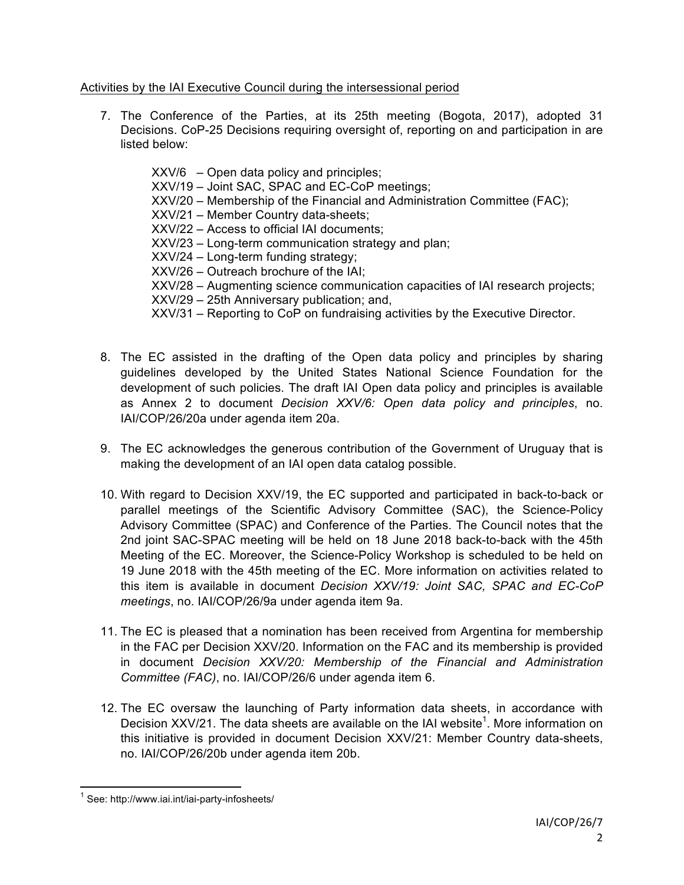Activities by the IAI Executive Council during the intersessional period

7. The Conference of the Parties, at its 25th meeting (Bogota, 2017), adopted 31 Decisions. CoP-25 Decisions requiring oversight of, reporting on and participation in are listed below:

   XXV/6 – Open data policy and principles;
   XXV/19 – Joint SAC, SPAC and EC-CoP meetings;
   XXV/20 – Membership of the Financial and Administration Committee (FAC);
   XXV/21 – Member Country data-sheets;
   XXV/22 – Access to official IAI documents;
   XXV/23 – Long-term communication strategy and plan;
   XXV/24 – Long-term funding strategy;
   XXV/26 – Outreach brochure of the IAI;
   XXV/28 – Augmenting science communication capacities of IAI research projects;
   XXV/29 – 25th Anniversary publication; and,
   XXV/31 – Reporting to CoP on fundraising activities by the Executive Director.

8. The EC assisted in the drafting of the Open data policy and principles by sharing guidelines developed by the United States National Science Foundation for the development of such policies. The draft IAI Open data policy and principles is available as Annex 2 to document *Decision XXV/6: Open data policy and principles*, no. IAI/COP/26/20a under agenda item 20a.

9. The EC acknowledges the generous contribution of the Government of Uruguay that is making the development of an IAI open data catalog possible.

10. With regard to Decision XXV/19, the EC supported and participated in back-to-back or parallel meetings of the Scientific Advisory Committee (SAC), the Science-Policy Advisory Committee (SPAC) and Conference of the Parties. The Council notes that the 2nd joint SAC-SPAC meeting will be held on 18 June 2018 back-to-back with the 45th Meeting of the EC. Moreover, the Science-Policy Workshop is scheduled to be held on 19 June 2018 with the 45th meeting of the EC. More information on activities related to this item is available in document *Decision XXV/19: Joint SAC, SPAC and EC-CoP meetings*, no. IAI/COP/26/9a under agenda item 9a.

11. The EC is pleased that a nomination has been received from Argentina for membership in the FAC per Decision XXV/20. Information on the FAC and its membership is provided in document *Decision XXV/20: Membership of the Financial and Administration Committee (FAC)*, no. IAI/COP/26/6 under agenda item 6.

12. The EC oversaw the launching of Party information data sheets, in accordance with Decision XXV/21. The data sheets are available on the IAI website[1]. More information on this initiative is provided in document Decision XXV/21: Member Country data-sheets, no. IAI/COP/26/20b under agenda item 20b.

[1] See: http://www.iai.int/iai-party-infosheets/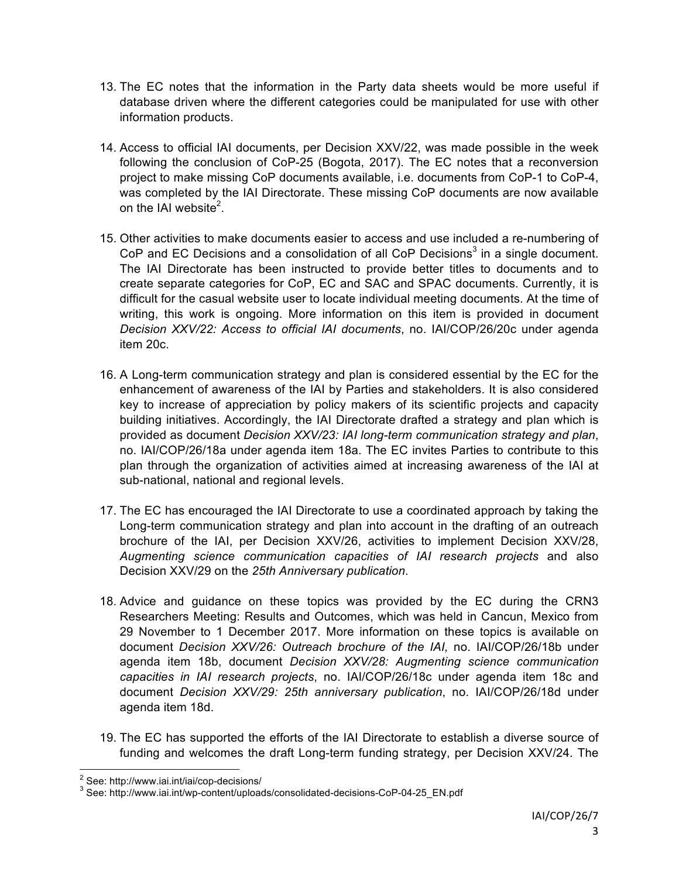13. The EC notes that the information in the Party data sheets would be more useful if database driven where the different categories could be manipulated for use with other information products.

14. Access to official IAI documents, per Decision XXV/22, was made possible in the week following the conclusion of CoP-25 (Bogota, 2017). The EC notes that a reconversion project to make missing CoP documents available, i.e. documents from CoP-1 to CoP-4, was completed by the IAI Directorate. These missing CoP documents are now available on the IAI website[2].

15. Other activities to make documents easier to access and use included a re-numbering of CoP and EC Decisions and a consolidation of all CoP Decisions[3] in a single document. The IAI Directorate has been instructed to provide better titles to documents and to create separate categories for CoP, EC and SAC and SPAC documents. Currently, it is difficult for the casual website user to locate individual meeting documents. At the time of writing, this work is ongoing. More information on this item is provided in document *Decision XXV/22: Access to official IAI documents*, no. IAI/COP/26/20c under agenda item 20c.

16. A Long-term communication strategy and plan is considered essential by the EC for the enhancement of awareness of the IAI by Parties and stakeholders. It is also considered key to increase of appreciation by policy makers of its scientific projects and capacity building initiatives. Accordingly, the IAI Directorate drafted a strategy and plan which is provided as document *Decision XXV/23: IAI long-term communication strategy and plan*, no. IAI/COP/26/18a under agenda item 18a. The EC invites Parties to contribute to this plan through the organization of activities aimed at increasing awareness of the IAI at sub-national, national and regional levels.

17. The EC has encouraged the IAI Directorate to use a coordinated approach by taking the Long-term communication strategy and plan into account in the drafting of an outreach brochure of the IAI, per Decision XXV/26, activities to implement Decision XXV/28, *Augmenting science communication capacities of IAI research projects* and also Decision XXV/29 on the *25th Anniversary publication*.

18. Advice and guidance on these topics was provided by the EC during the CRN3 Researchers Meeting: Results and Outcomes, which was held in Cancun, Mexico from 29 November to 1 December 2017. More information on these topics is available on document *Decision XXV/26: Outreach brochure of the IAI,* no. IAI/COP/26/18b under agenda item 18b, document *Decision XXV/28: Augmenting science communication capacities in IAI research projects*, no. IAI/COP/26/18c under agenda item 18c and document *Decision XXV/29: 25th anniversary publication*, no. IAI/COP/26/18d under agenda item 18d.

19. The EC has supported the efforts of the IAI Directorate to establish a diverse source of funding and welcomes the draft Long-term funding strategy, per Decision XXV/24. The

---

[2] See: http://www.iai.int/iai/cop-decisions/

[3] See: http://www.iai.int/wp-content/uploads/consolidated-decisions-CoP-04-25_EN.pdf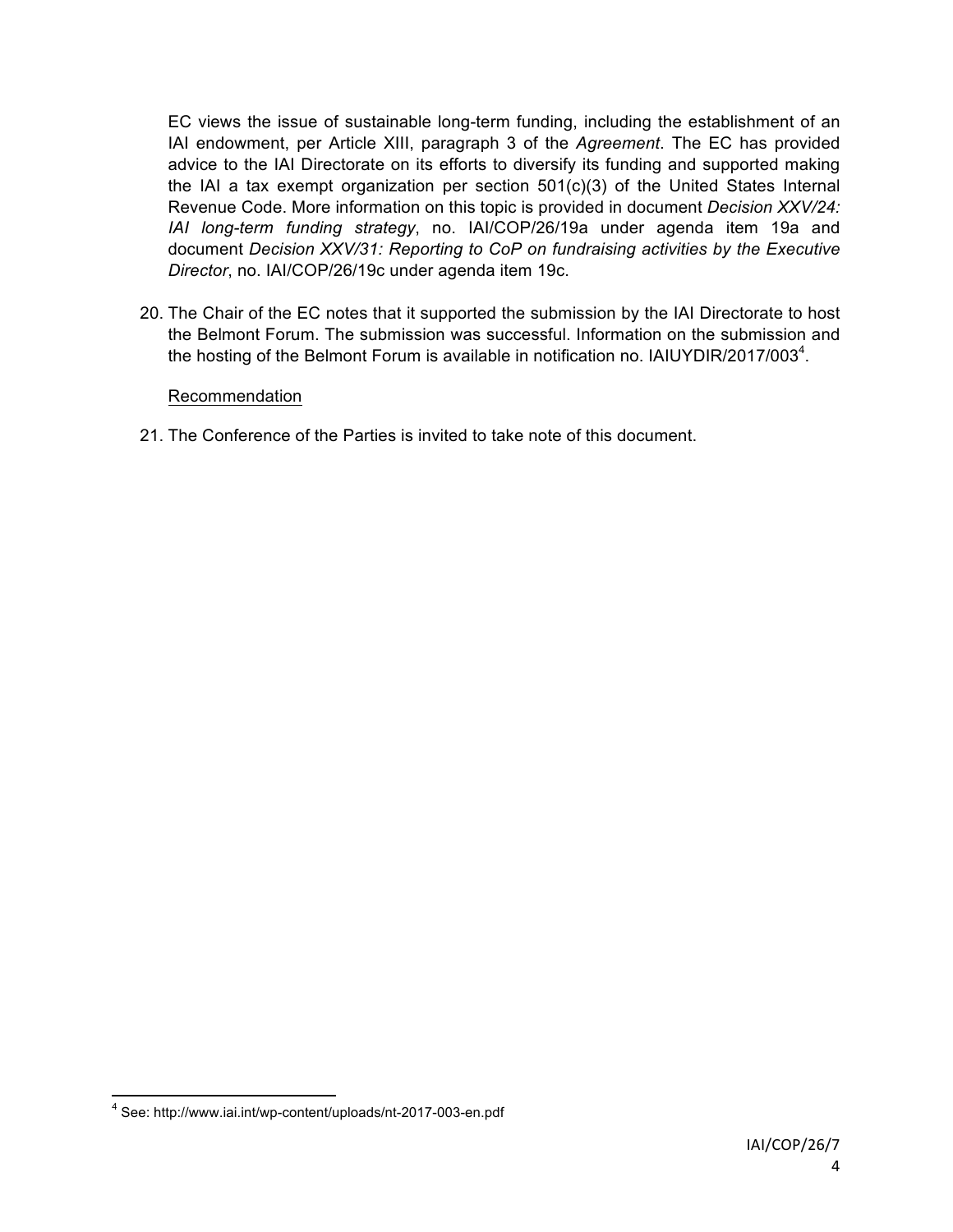EC views the issue of sustainable long-term funding, including the establishment of an IAI endowment, per Article XIII, paragraph 3 of the *Agreement*. The EC has provided advice to the IAI Directorate on its efforts to diversify its funding and supported making the IAI a tax exempt organization per section 501(c)(3) of the United States Internal Revenue Code. More information on this topic is provided in document *Decision XXV/24: IAI long-term funding strategy*, no. IAI/COP/26/19a under agenda item 19a and document *Decision XXV/31: Reporting to CoP on fundraising activities by the Executive Director*, no. IAI/COP/26/19c under agenda item 19c.

20. The Chair of the EC notes that it supported the submission by the IAI Directorate to host the Belmont Forum. The submission was successful. Information on the submission and the hosting of the Belmont Forum is available in notification no. IAIUYDIR/2017/003[4].

<u>Recommendation</u>

21. The Conference of the Parties is invited to take note of this document.

[4] See: http://www.iai.int/wp-content/uploads/nt-2017-003-en.pdf